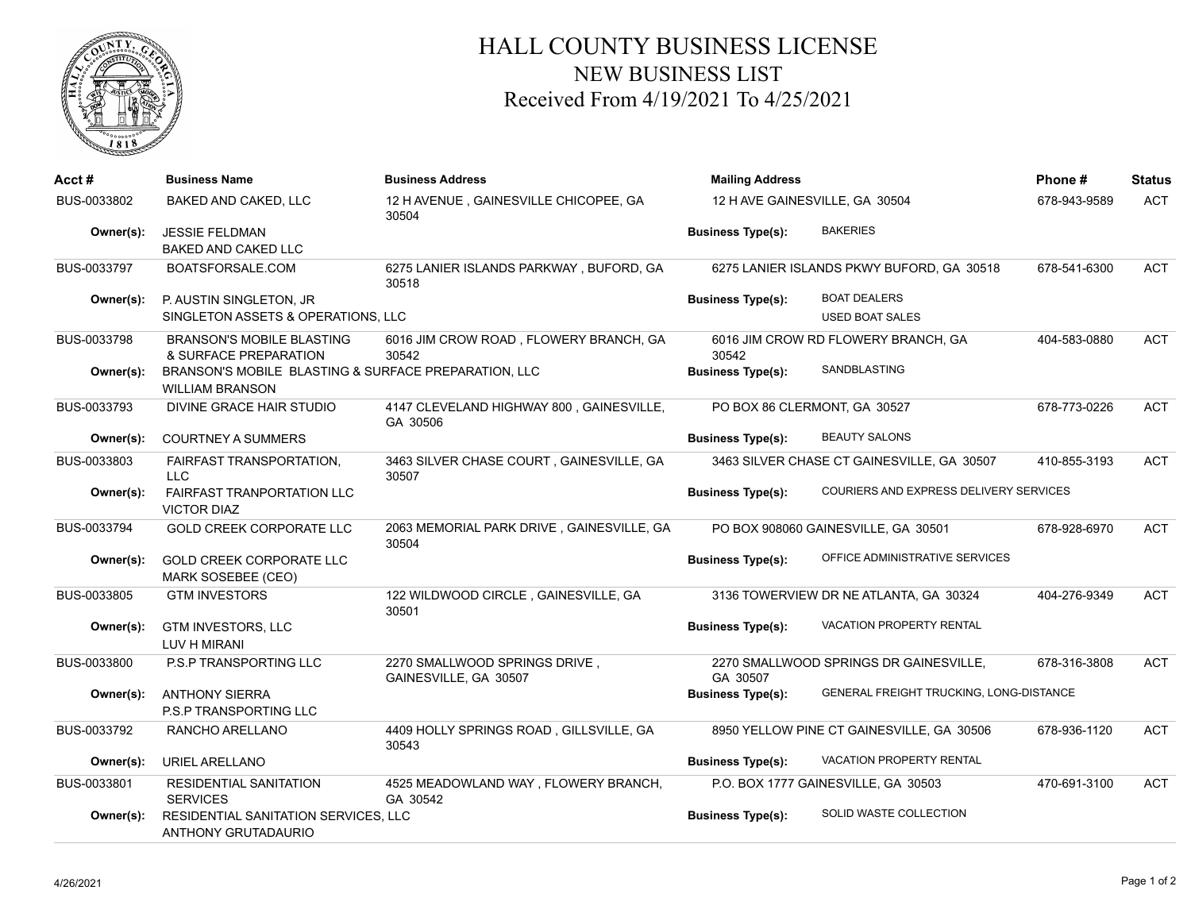# HALL COUNTY BUSINESS LICENSE
## NEW BUSINESS LIST
### Received From 4/19/2021 To 4/25/2021

| Acct # | Business Name | Business Address | Mailing Address | Phone # | Status |
|---|---|---|---|---|---|
| BUS-0033802 | BAKED AND CAKED, LLC | 12 H AVENUE , GAINESVILLE CHICOPEE, GA 30504 | 12 H AVE GAINESVILLE, GA 30504 | 678-943-9589 | ACT |
| Owner(s): | JESSIE FELDMAN<br>BAKED AND CAKED LLC | | Business Type(s): BAKERIES | | |
| BUS-0033797 | BOATSFORSALE.COM | 6275 LANIER ISLANDS PARKWAY , BUFORD, GA 30518 | 6275 LANIER ISLANDS PKWY BUFORD, GA 30518 | 678-541-6300 | ACT |
| Owner(s): | P. AUSTIN SINGLETON, JR<br>SINGLETON ASSETS & OPERATIONS, LLC | | Business Type(s): BOAT DEALERS<br>USED BOAT SALES | | |
| BUS-0033798 | BRANSON'S MOBILE BLASTING & SURFACE PREPARATION | 6016 JIM CROW ROAD , FLOWERY BRANCH, GA 30542 | 6016 JIM CROW RD FLOWERY BRANCH, GA 30542 | 404-583-0880 | ACT |
| Owner(s): | BRANSON'S MOBILE BLASTING & SURFACE PREPARATION, LLC<br>WILLIAM BRANSON | | Business Type(s): SANDBLASTING | | |
| BUS-0033793 | DIVINE GRACE HAIR STUDIO | 4147 CLEVELAND HIGHWAY 800 , GAINESVILLE, GA 30506 | PO BOX 86 CLERMONT, GA 30527 | 678-773-0226 | ACT |
| Owner(s): | COURTNEY A SUMMERS | | Business Type(s): BEAUTY SALONS | | |
| BUS-0033803 | FAIRFAST TRANSPORTATION, LLC | 3463 SILVER CHASE COURT , GAINESVILLE, GA 30507 | 3463 SILVER CHASE CT GAINESVILLE, GA 30507 | 410-855-3193 | ACT |
| Owner(s): | FAIRFAST TRANPORTATION LLC<br>VICTOR DIAZ | | Business Type(s): COURIERS AND EXPRESS DELIVERY SERVICES | | |
| BUS-0033794 | GOLD CREEK CORPORATE LLC | 2063 MEMORIAL PARK DRIVE , GAINESVILLE, GA 30504 | PO BOX 908060 GAINESVILLE, GA 30501 | 678-928-6970 | ACT |
| Owner(s): | GOLD CREEK CORPORATE LLC<br>MARK SOSEBEE (CEO) | | Business Type(s): OFFICE ADMINISTRATIVE SERVICES | | |
| BUS-0033805 | GTM INVESTORS | 122 WILDWOOD CIRCLE , GAINESVILLE, GA 30501 | 3136 TOWERVIEW DR NE ATLANTA, GA 30324 | 404-276-9349 | ACT |
| Owner(s): | GTM INVESTORS, LLC<br>LUV H MIRANI | | Business Type(s): VACATION PROPERTY RENTAL | | |
| BUS-0033800 | P.S.P TRANSPORTING LLC | 2270 SMALLWOOD SPRINGS DRIVE , GAINESVILLE, GA 30507 | 2270 SMALLWOOD SPRINGS DR GAINESVILLE, GA 30507 | 678-316-3808 | ACT |
| Owner(s): | ANTHONY SIERRA<br>P.S.P TRANSPORTING LLC | | Business Type(s): GENERAL FREIGHT TRUCKING, LONG-DISTANCE | | |
| BUS-0033792 | RANCHO ARELLANO | 4409 HOLLY SPRINGS ROAD , GILLSVILLE, GA 30543 | 8950 YELLOW PINE CT GAINESVILLE, GA 30506 | 678-936-1120 | ACT |
| Owner(s): | URIEL ARELLANO | | Business Type(s): VACATION PROPERTY RENTAL | | |
| BUS-0033801 | RESIDENTIAL SANITATION SERVICES | 4525 MEADOWLAND WAY , FLOWERY BRANCH, GA 30542 | P.O. BOX 1777 GAINESVILLE, GA 30503 | 470-691-3100 | ACT |
| Owner(s): | RESIDENTIAL SANITATION SERVICES, LLC<br>ANTHONY GRUTADAURIO | | Business Type(s): SOLID WASTE COLLECTION | | |

4/26/2021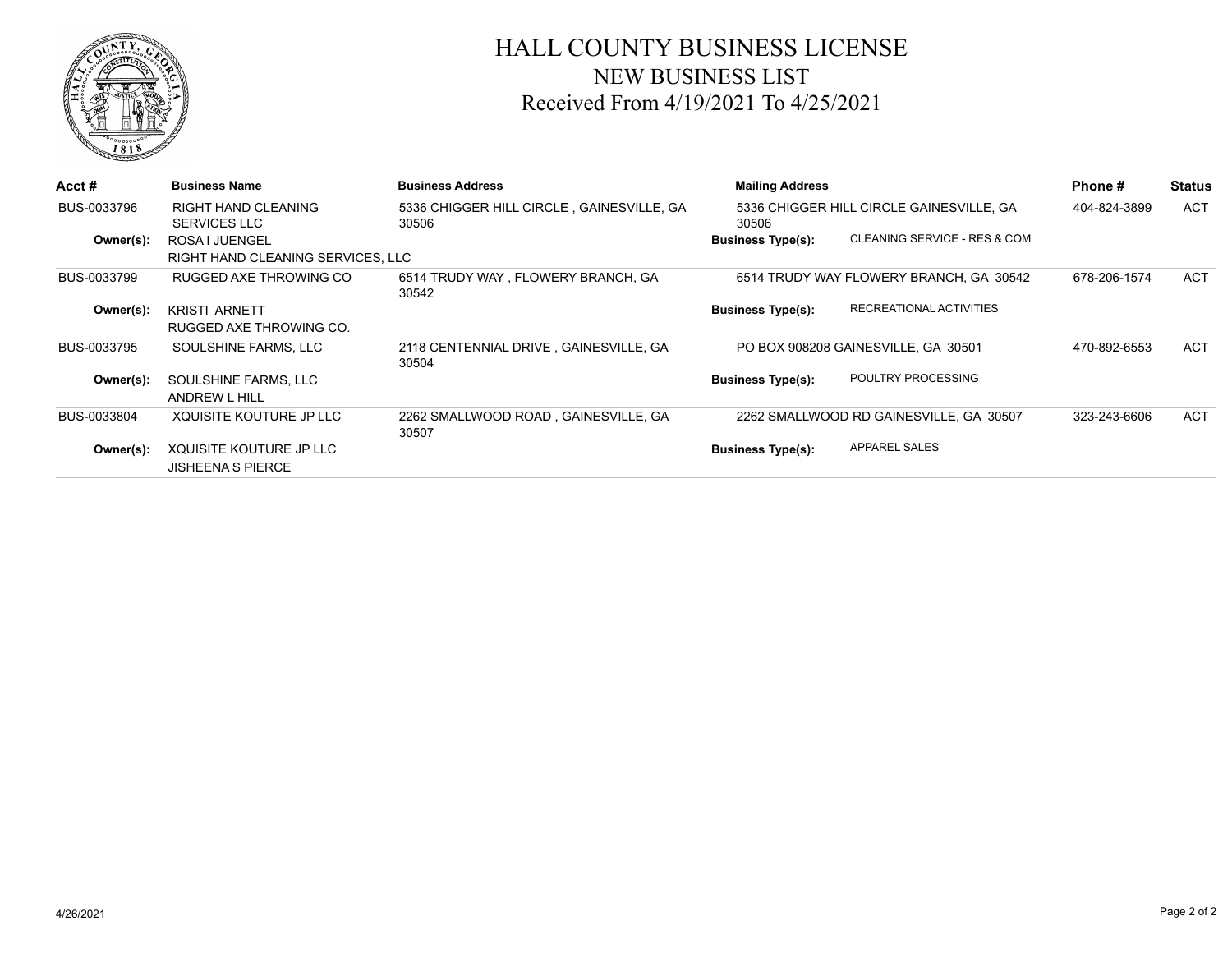# HALL COUNTY BUSINESS LICENSE
## NEW BUSINESS LIST
### Received From 4/19/2021 To 4/25/2021

| Acct # | Business Name | Business Address | Mailing Address | | Phone # | Status |
|---|---|---|---|---|---|---|
| BUS-0033796 | RIGHT HAND CLEANING SERVICES LLC | 5336 CHIGGER HILL CIRCLE , GAINESVILLE, GA 30506 | 5336 CHIGGER HILL CIRCLE GAINESVILLE, GA 30506 | | 404-824-3899 | ACT |
| **Owner(s):** | ROSA I JUENGEL<br>RIGHT HAND CLEANING SERVICES, LLC | | **Business Type(s):** | CLEANING SERVICE - RES & COM | | |
| BUS-0033799 | RUGGED AXE THROWING CO | 6514 TRUDY WAY , FLOWERY BRANCH, GA 30542 | 6514 TRUDY WAY FLOWERY BRANCH, GA 30542 | | 678-206-1574 | ACT |
| **Owner(s):** | KRISTI ARNETT<br>RUGGED AXE THROWING CO. | | **Business Type(s):** | RECREATIONAL ACTIVITIES | | |
| BUS-0033795 | SOULSHINE FARMS, LLC | 2118 CENTENNIAL DRIVE , GAINESVILLE, GA 30504 | PO BOX 908208 GAINESVILLE, GA 30501 | | 470-892-6553 | ACT |
| **Owner(s):** | SOULSHINE FARMS, LLC<br>ANDREW L HILL | | **Business Type(s):** | POULTRY PROCESSING | | |
| BUS-0033804 | XQUISITE KOUTURE JP LLC | 2262 SMALLWOOD ROAD , GAINESVILLE, GA 30507 | 2262 SMALLWOOD RD GAINESVILLE, GA 30507 | | 323-243-6606 | ACT |
| **Owner(s):** | XQUISITE KOUTURE JP LLC<br>JISHEENA S PIERCE | | **Business Type(s):** | APPAREL SALES | | |

4/26/2021